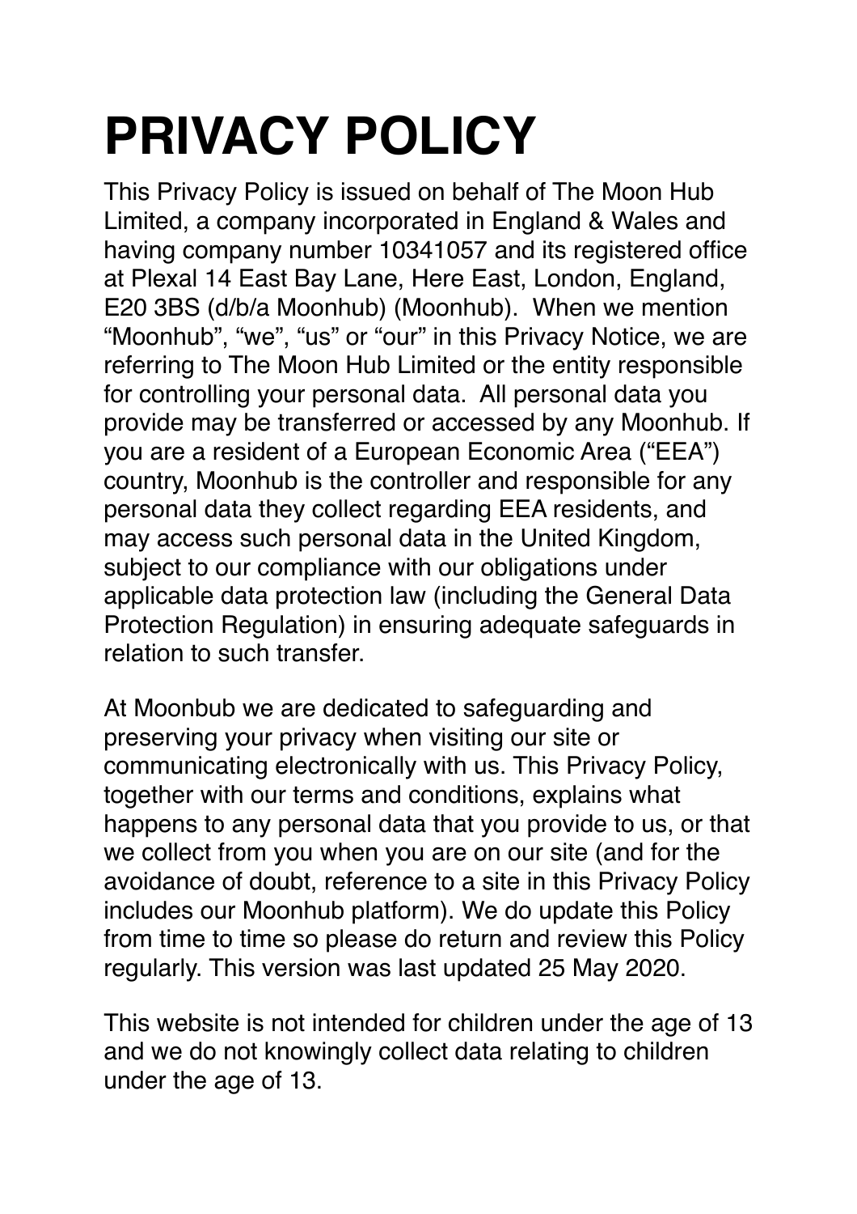# PRIVACY POLICY

This Privacy Policy is issued on behalf of The Moon Hub Limited, a company incorporated in England & Wales and having company number 10341057 and its registered office at Plexal 14 East Bay Lane, Here East, London, England, E20 3BS (d/b/a Moonhub) (Moonhub). When we mention "Moonhub", "we", "us" or "our" in this Privacy Notice, we are referring to The Moon Hub Limited or the entity responsible for controlling your personal data. All personal data you provide may be transferred or accessed by any Moonhub. If you are a resident of a European Economic Area ("EEA") country, Moonhub is the controller and responsible for any personal data they collect regarding EEA residents, and may access such personal data in the United Kingdom, subject to our compliance with our obligations under applicable data protection law (including the General Data Protection Regulation) in ensuring adequate safeguards in relation to such transfer.

At Moonbub we are dedicated to safeguarding and preserving your privacy when visiting our site or communicating electronically with us. This Privacy Policy, together with our terms and conditions, explains what happens to any personal data that you provide to us, or that we collect from you when you are on our site (and for the avoidance of doubt, reference to a site in this Privacy Policy includes our Moonhub platform). We do update this Policy from time to time so please do return and review this Policy regularly. This version was last updated 25 May 2020.

This website is not intended for children under the age of 13 and we do not knowingly collect data relating to children under the age of 13.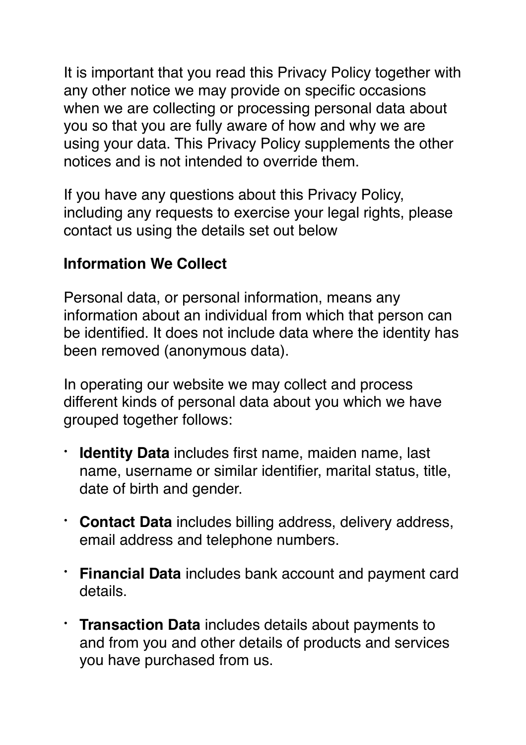It is important that you read this Privacy Policy together with any other notice we may provide on specific occasions when we are collecting or processing personal data about you so that you are fully aware of how and why we are using your data. This Privacy Policy supplements the other notices and is not intended to override them.

If you have any questions about this Privacy Policy, including any requests to exercise your legal rights, please contact us using the details set out below

**Information We Collect**

Personal data, or personal information, means any information about an individual from which that person can be identified. It does not include data where the identity has been removed (anonymous data).

In operating our website we may collect and process different kinds of personal data about you which we have grouped together follows:

- **Identity Data** includes first name, maiden name, last name, username or similar identifier, marital status, title, date of birth and gender.
- **Contact Data** includes billing address, delivery address, email address and telephone numbers.
- **Financial Data** includes bank account and payment card details.
- **Transaction Data** includes details about payments to and from you and other details of products and services you have purchased from us.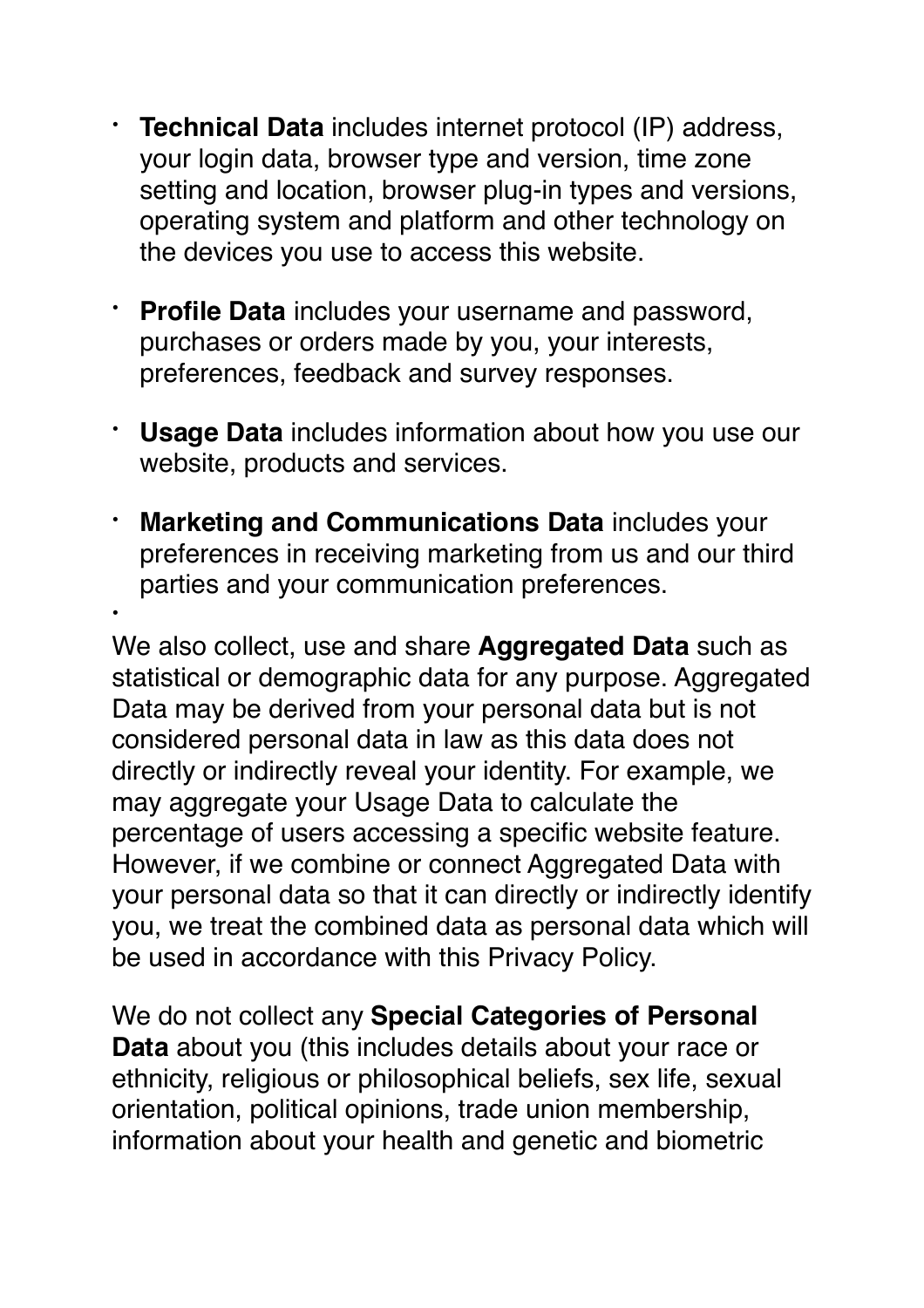- **Technical Data** includes internet protocol (IP) address, your login data, browser type and version, time zone setting and location, browser plug-in types and versions, operating system and platform and other technology on the devices you use to access this website.

- **Profile Data** includes your username and password, purchases or orders made by you, your interests, preferences, feedback and survey responses.

- **Usage Data** includes information about how you use our website, products and services.

- **Marketing and Communications Data** includes your preferences in receiving marketing from us and our third parties and your communication preferences.

We also collect, use and share **Aggregated Data** such as statistical or demographic data for any purpose. Aggregated Data may be derived from your personal data but is not considered personal data in law as this data does not directly or indirectly reveal your identity. For example, we may aggregate your Usage Data to calculate the percentage of users accessing a specific website feature. However, if we combine or connect Aggregated Data with your personal data so that it can directly or indirectly identify you, we treat the combined data as personal data which will be used in accordance with this Privacy Policy.

We do not collect any **Special Categories of Personal Data** about you (this includes details about your race or ethnicity, religious or philosophical beliefs, sex life, sexual orientation, political opinions, trade union membership, information about your health and genetic and biometric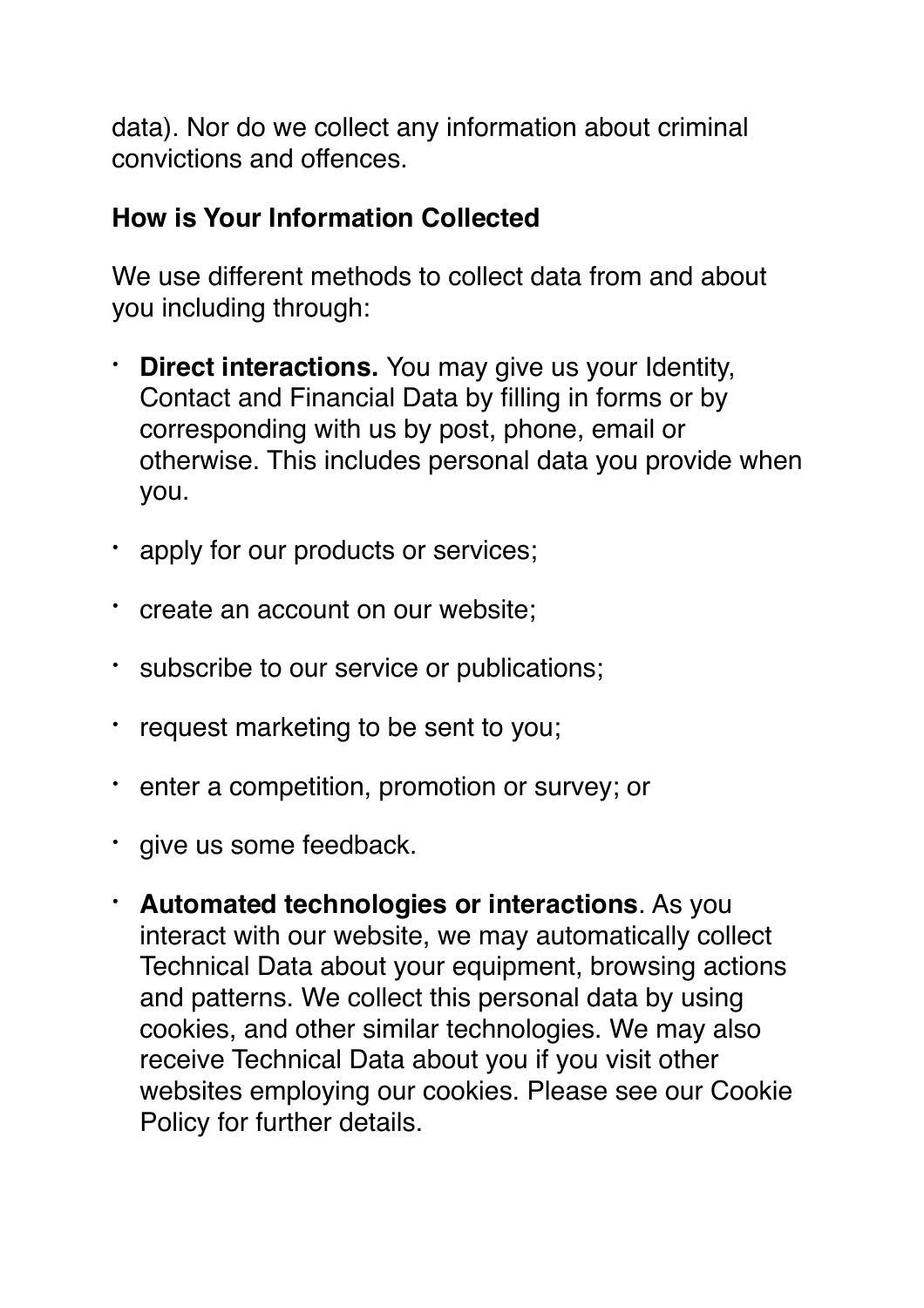data). Nor do we collect any information about criminal convictions and offences.

**How is Your Information Collected**

We use different methods to collect data from and about you including through:

- **Direct interactions.** You may give us your Identity, Contact and Financial Data by filling in forms or by corresponding with us by post, phone, email or otherwise. This includes personal data you provide when you.
- apply for our products or services;
- create an account on our website;
- subscribe to our service or publications;
- request marketing to be sent to you;
- enter a competition, promotion or survey; or
- give us some feedback.
- **Automated technologies or interactions**. As you interact with our website, we may automatically collect Technical Data about your equipment, browsing actions and patterns. We collect this personal data by using cookies, and other similar technologies. We may also receive Technical Data about you if you visit other websites employing our cookies. Please see our Cookie Policy for further details.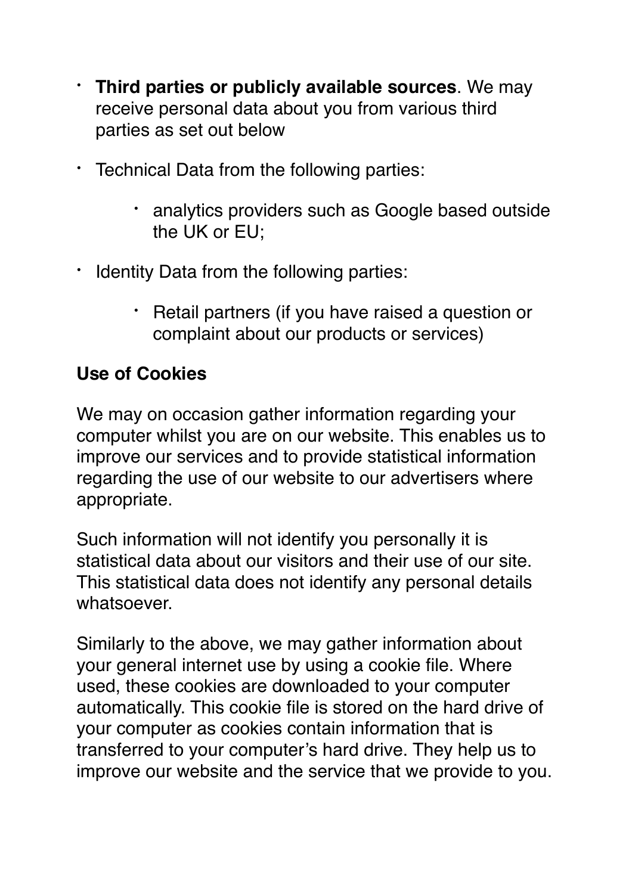- **Third parties or publicly available sources**. We may receive personal data about you from various third parties as set out below
- Technical Data from the following parties:
    - analytics providers such as Google based outside the UK or EU;
- Identity Data from the following parties:
    - Retail partners (if you have raised a question or complaint about our products or services)

**Use of Cookies**

We may on occasion gather information regarding your computer whilst you are on our website. This enables us to improve our services and to provide statistical information regarding the use of our website to our advertisers where appropriate.

Such information will not identify you personally it is statistical data about our visitors and their use of our site. This statistical data does not identify any personal details whatsoever.

Similarly to the above, we may gather information about your general internet use by using a cookie file. Where used, these cookies are downloaded to your computer automatically. This cookie file is stored on the hard drive of your computer as cookies contain information that is transferred to your computer's hard drive. They help us to improve our website and the service that we provide to you.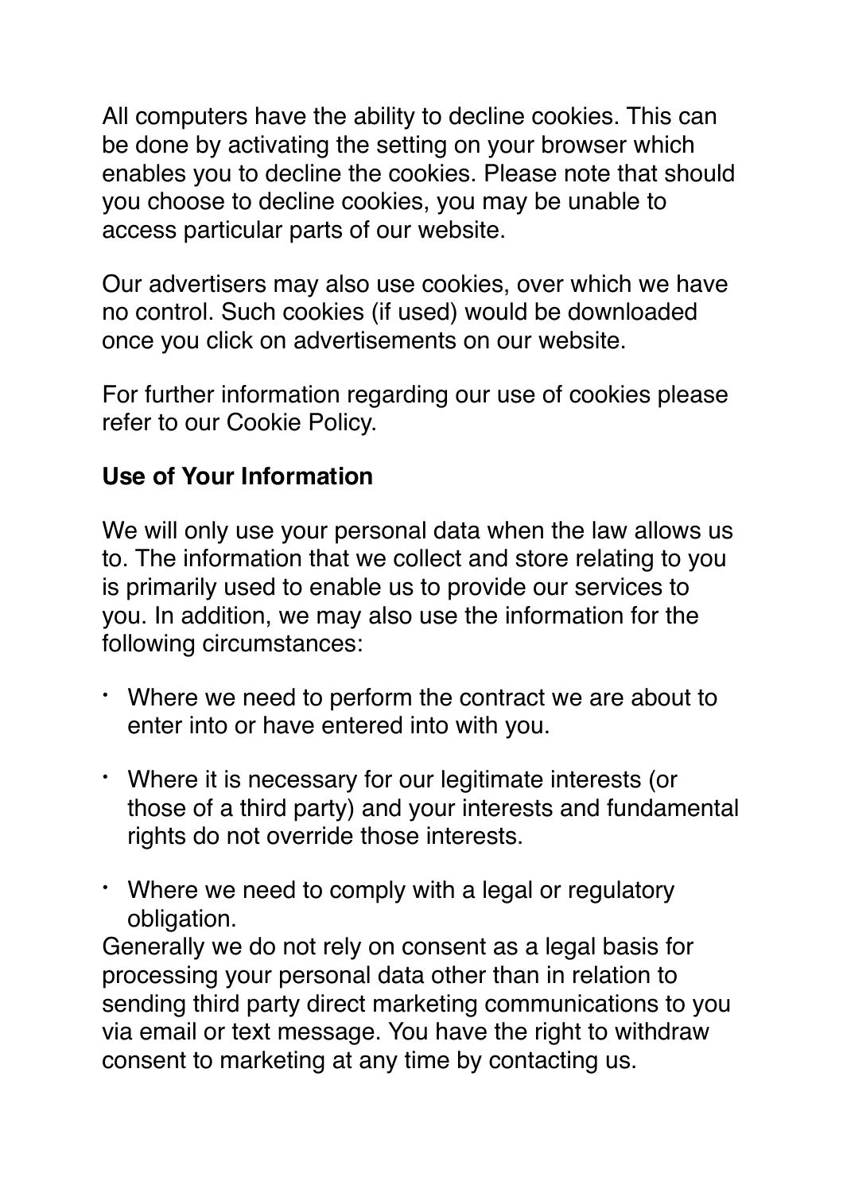All computers have the ability to decline cookies. This can be done by activating the setting on your browser which enables you to decline the cookies. Please note that should you choose to decline cookies, you may be unable to access particular parts of our website.

Our advertisers may also use cookies, over which we have no control. Such cookies (if used) would be downloaded once you click on advertisements on our website.

For further information regarding our use of cookies please refer to our Cookie Policy.

**Use of Your Information**

We will only use your personal data when the law allows us to. The information that we collect and store relating to you is primarily used to enable us to provide our services to you. In addition, we may also use the information for the following circumstances:

- Where we need to perform the contract we are about to enter into or have entered into with you.
- Where it is necessary for our legitimate interests (or those of a third party) and your interests and fundamental rights do not override those interests.
- Where we need to comply with a legal or regulatory obligation.

Generally we do not rely on consent as a legal basis for processing your personal data other than in relation to sending third party direct marketing communications to you via email or text message. You have the right to withdraw consent to marketing at any time by contacting us.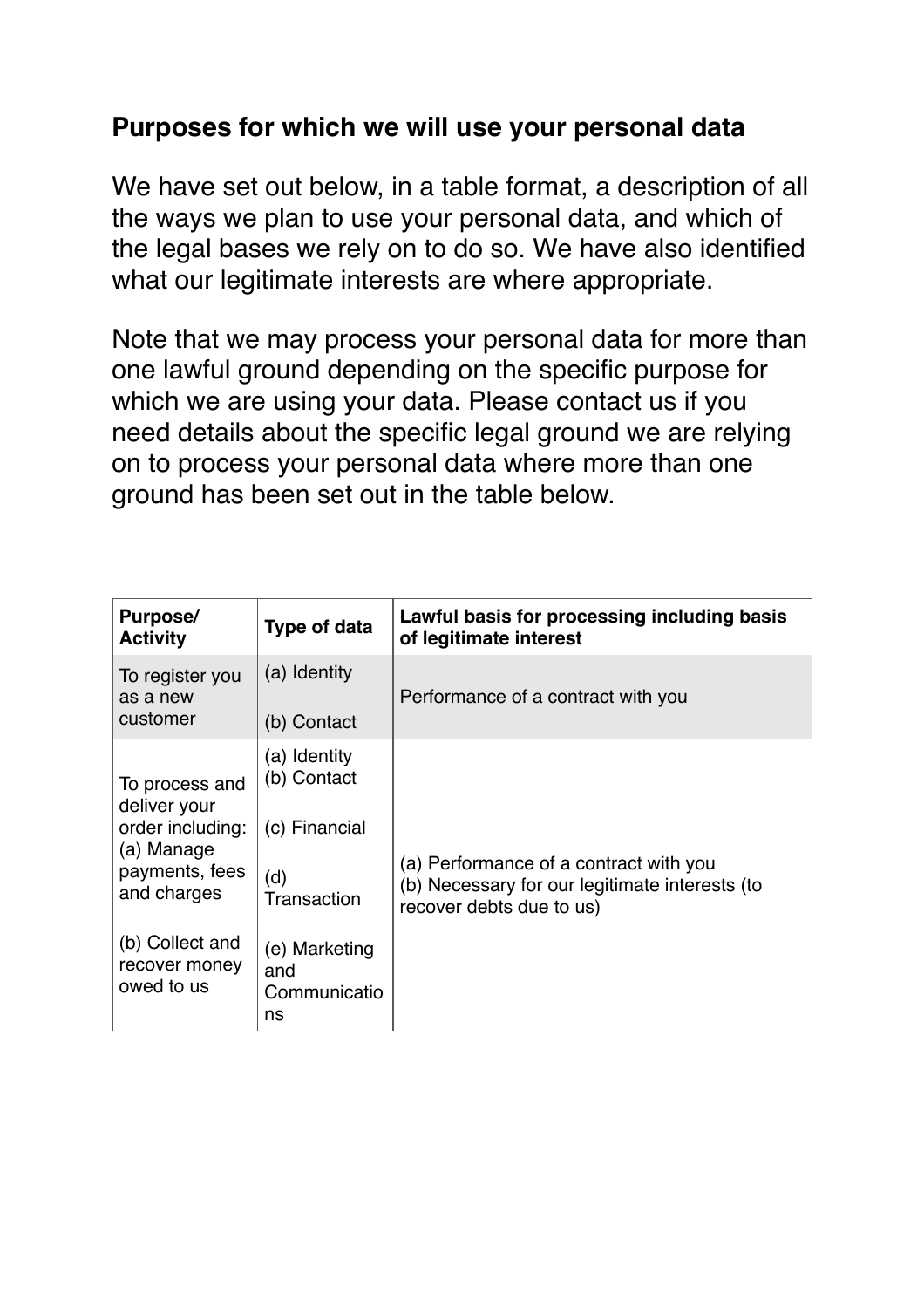## Purposes for which we will use your personal data

We have set out below, in a table format, a description of all the ways we plan to use your personal data, and which of the legal bases we rely on to do so. We have also identified what our legitimate interests are where appropriate.

Note that we may process your personal data for more than one lawful ground depending on the specific purpose for which we are using your data. Please contact us if you need details about the specific legal ground we are relying on to process your personal data where more than one ground has been set out in the table below.

| Purpose/ Activity | Type of data | Lawful basis for processing including basis of legitimate interest |
|---|---|---|
| To register you as a new customer | (a) Identity<br>(b) Contact | Performance of a contract with you |
| To process and deliver your order including:<br>(a) Manage payments, fees and charges<br>(b) Collect and recover money owed to us | (a) Identity<br>(b) Contact<br>(c) Financial<br>(d) Transaction<br>(e) Marketing and Communications | (a) Performance of a contract with you<br>(b) Necessary for our legitimate interests (to recover debts due to us) |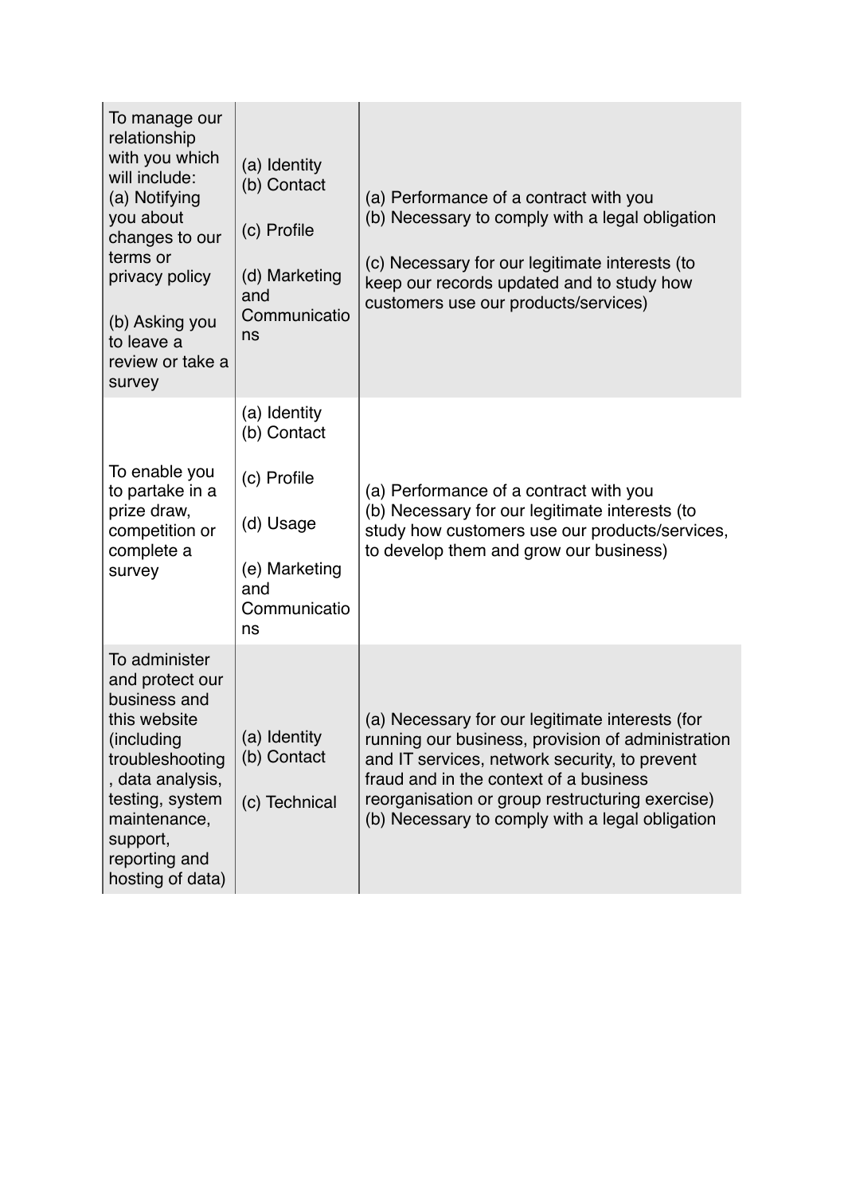| | | |
|---|---|---|
| To manage our relationship with you which will include: (a) Notifying you about changes to our terms or privacy policy (b) Asking you to leave a review or take a survey | (a) Identity (b) Contact (c) Profile (d) Marketing and Communications | (a) Performance of a contract with you (b) Necessary to comply with a legal obligation (c) Necessary for our legitimate interests (to keep our records updated and to study how customers use our products/services) |
| To enable you to partake in a prize draw, competition or complete a survey | (a) Identity (b) Contact (c) Profile (d) Usage (e) Marketing and Communications | (a) Performance of a contract with you (b) Necessary for our legitimate interests (to study how customers use our products/services, to develop them and grow our business) |
| To administer and protect our business and this website (including troubleshooting, data analysis, testing, system maintenance, support, reporting and hosting of data) | (a) Identity (b) Contact (c) Technical | (a) Necessary for our legitimate interests (for running our business, provision of administration and IT services, network security, to prevent fraud and in the context of a business reorganisation or group restructuring exercise) (b) Necessary to comply with a legal obligation |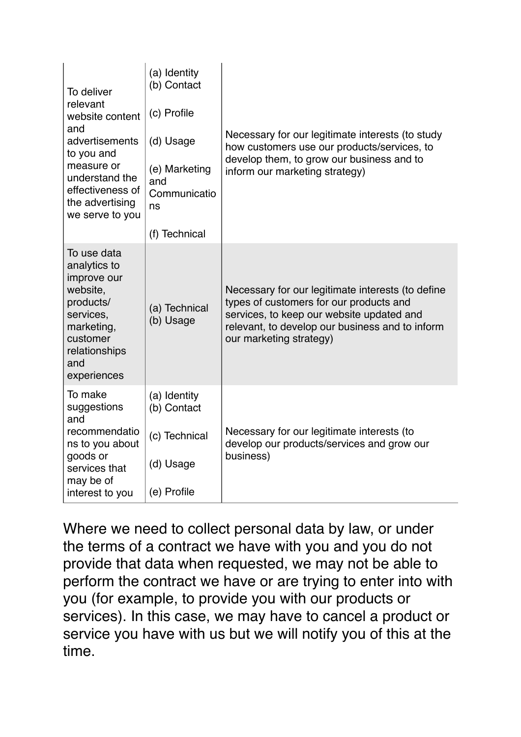| | | |
|---|---|---|
| To deliver relevant website content and advertisements to you and measure or understand the effectiveness of the advertising we serve to you | (a) Identity<br>(b) Contact<br>(c) Profile<br>(d) Usage<br>(e) Marketing and Communications<br>(f) Technical | Necessary for our legitimate interests (to study how customers use our products/services, to develop them, to grow our business and to inform our marketing strategy) |
| To use data analytics to improve our website, products/services, marketing, customer relationships and experiences | (a) Technical<br>(b) Usage | Necessary for our legitimate interests (to define types of customers for our products and services, to keep our website updated and relevant, to develop our business and to inform our marketing strategy) |
| To make suggestions and recommendations to you about goods or services that may be of interest to you | (a) Identity<br>(b) Contact<br>(c) Technical<br>(d) Usage<br>(e) Profile | Necessary for our legitimate interests (to develop our products/services and grow our business) |

Where we need to collect personal data by law, or under the terms of a contract we have with you and you do not provide that data when requested, we may not be able to perform the contract we have or are trying to enter into with you (for example, to provide you with our products or services). In this case, we may have to cancel a product or service you have with us but we will notify you of this at the time.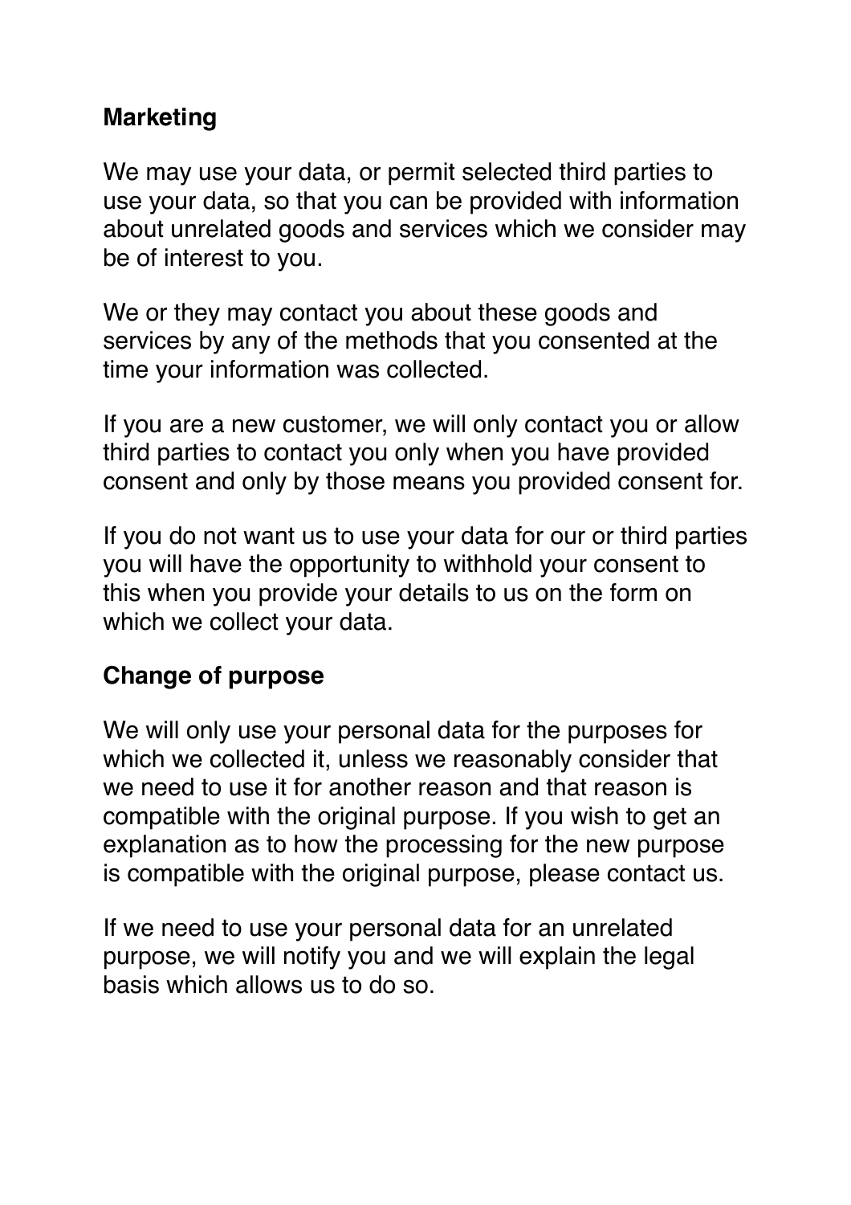**Marketing**

We may use your data, or permit selected third parties to use your data, so that you can be provided with information about unrelated goods and services which we consider may be of interest to you.

We or they may contact you about these goods and services by any of the methods that you consented at the time your information was collected.

If you are a new customer, we will only contact you or allow third parties to contact you only when you have provided consent and only by those means you provided consent for.

If you do not want us to use your data for our or third parties you will have the opportunity to withhold your consent to this when you provide your details to us on the form on which we collect your data.

**Change of purpose**

We will only use your personal data for the purposes for which we collected it, unless we reasonably consider that we need to use it for another reason and that reason is compatible with the original purpose. If you wish to get an explanation as to how the processing for the new purpose is compatible with the original purpose, please contact us.

If we need to use your personal data for an unrelated purpose, we will notify you and we will explain the legal basis which allows us to do so.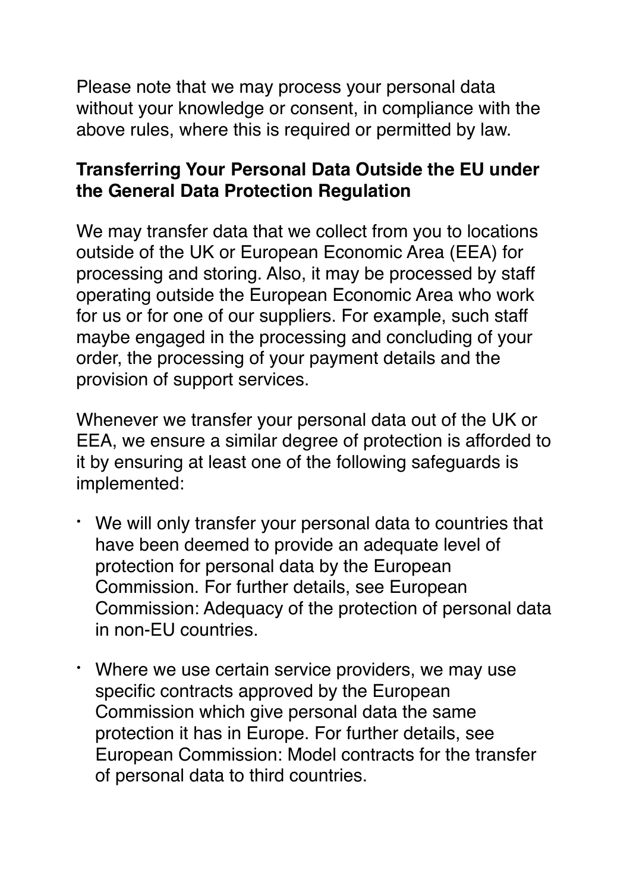Please note that we may process your personal data without your knowledge or consent, in compliance with the above rules, where this is required or permitted by law.

**Transferring Your Personal Data Outside the EU under the General Data Protection Regulation**

We may transfer data that we collect from you to locations outside of the UK or European Economic Area (EEA) for processing and storing. Also, it may be processed by staff operating outside the European Economic Area who work for us or for one of our suppliers. For example, such staff maybe engaged in the processing and concluding of your order, the processing of your payment details and the provision of support services.

Whenever we transfer your personal data out of the UK or EEA, we ensure a similar degree of protection is afforded to it by ensuring at least one of the following safeguards is implemented:

- We will only transfer your personal data to countries that have been deemed to provide an adequate level of protection for personal data by the European Commission. For further details, see European Commission: Adequacy of the protection of personal data in non-EU countries.
- Where we use certain service providers, we may use specific contracts approved by the European Commission which give personal data the same protection it has in Europe. For further details, see European Commission: Model contracts for the transfer of personal data to third countries.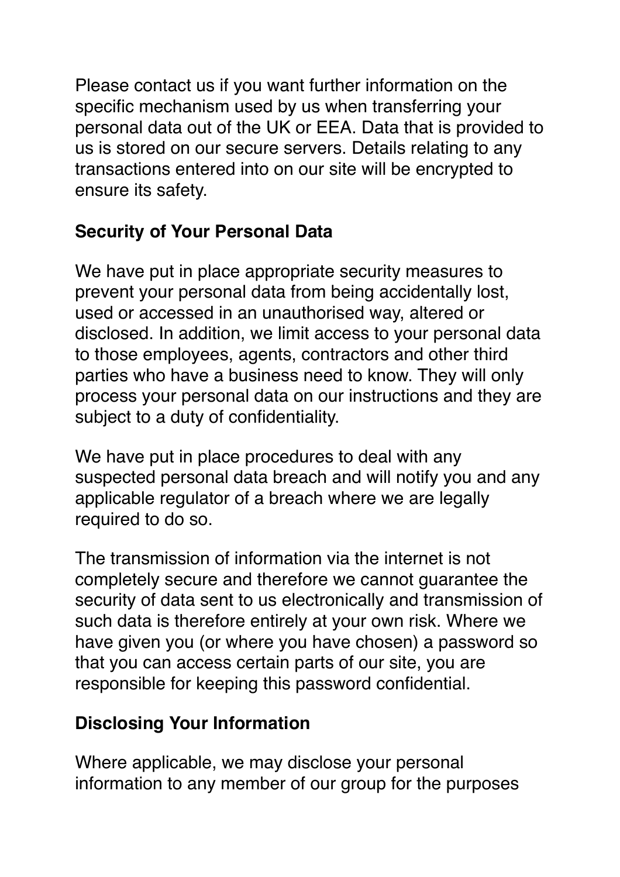Please contact us if you want further information on the specific mechanism used by us when transferring your personal data out of the UK or EEA. Data that is provided to us is stored on our secure servers. Details relating to any transactions entered into on our site will be encrypted to ensure its safety.

## Security of Your Personal Data

We have put in place appropriate security measures to prevent your personal data from being accidentally lost, used or accessed in an unauthorised way, altered or disclosed. In addition, we limit access to your personal data to those employees, agents, contractors and other third parties who have a business need to know. They will only process your personal data on our instructions and they are subject to a duty of confidentiality.

We have put in place procedures to deal with any suspected personal data breach and will notify you and any applicable regulator of a breach where we are legally required to do so.

The transmission of information via the internet is not completely secure and therefore we cannot guarantee the security of data sent to us electronically and transmission of such data is therefore entirely at your own risk. Where we have given you (or where you have chosen) a password so that you can access certain parts of our site, you are responsible for keeping this password confidential.

## Disclosing Your Information

Where applicable, we may disclose your personal information to any member of our group for the purposes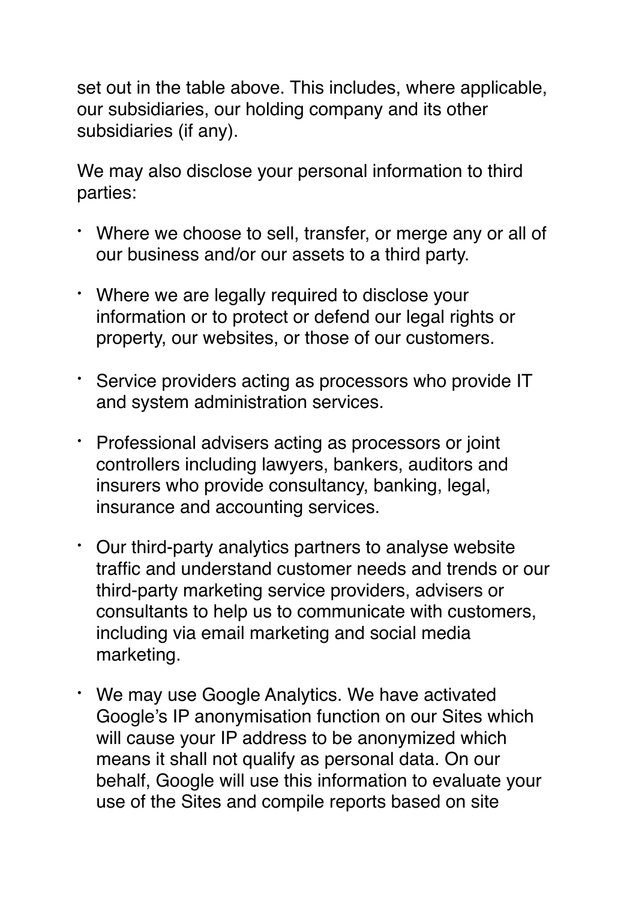set out in the table above. This includes, where applicable, our subsidiaries, our holding company and its other subsidiaries (if any).

We may also disclose your personal information to third parties:

- Where we choose to sell, transfer, or merge any or all of our business and/or our assets to a third party.
- Where we are legally required to disclose your information or to protect or defend our legal rights or property, our websites, or those of our customers.
- Service providers acting as processors who provide IT and system administration services.
- Professional advisers acting as processors or joint controllers including lawyers, bankers, auditors and insurers who provide consultancy, banking, legal, insurance and accounting services.
- Our third-party analytics partners to analyse website traffic and understand customer needs and trends or our third-party marketing service providers, advisers or consultants to help us to communicate with customers, including via email marketing and social media marketing.
- We may use Google Analytics. We have activated Google's IP anonymisation function on our Sites which will cause your IP address to be anonymized which means it shall not qualify as personal data. On our behalf, Google will use this information to evaluate your use of the Sites and compile reports based on site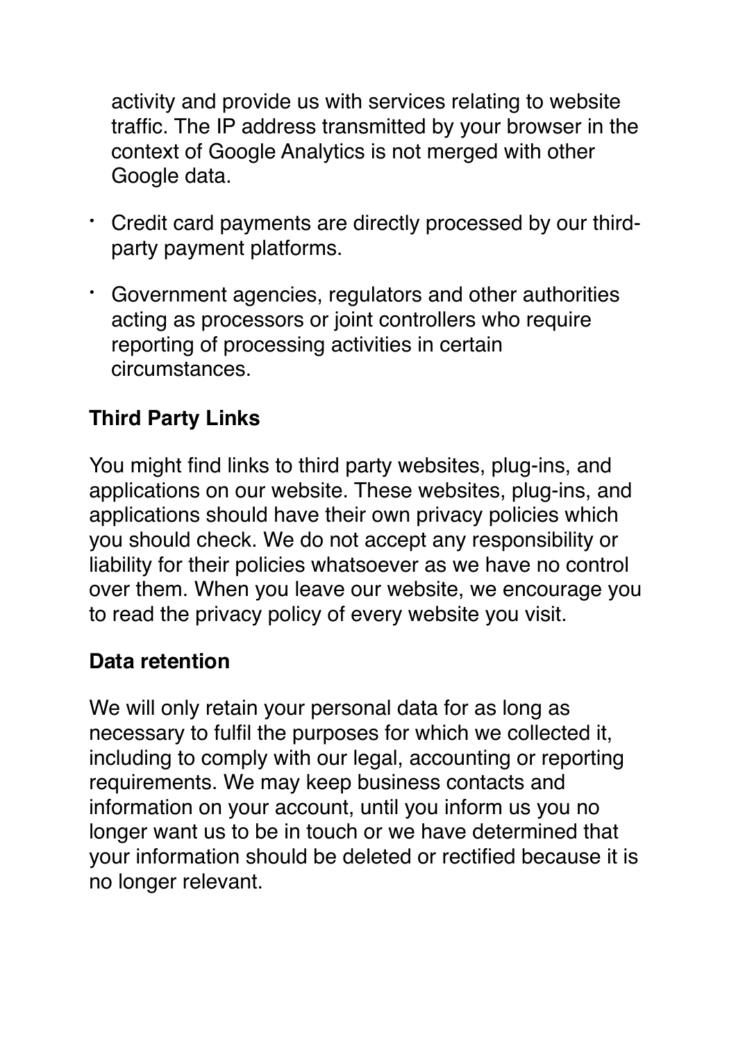activity and provide us with services relating to website traffic. The IP address transmitted by your browser in the context of Google Analytics is not merged with other Google data.

- Credit card payments are directly processed by our third-party payment platforms.
- Government agencies, regulators and other authorities acting as processors or joint controllers who require reporting of processing activities in certain circumstances.

**Third Party Links**

You might find links to third party websites, plug-ins, and applications on our website. These websites, plug-ins, and applications should have their own privacy policies which you should check. We do not accept any responsibility or liability for their policies whatsoever as we have no control over them. When you leave our website, we encourage you to read the privacy policy of every website you visit.

**Data retention**

We will only retain your personal data for as long as necessary to fulfil the purposes for which we collected it, including to comply with our legal, accounting or reporting requirements. We may keep business contacts and information on your account, until you inform us you no longer want us to be in touch or we have determined that your information should be deleted or rectified because it is no longer relevant.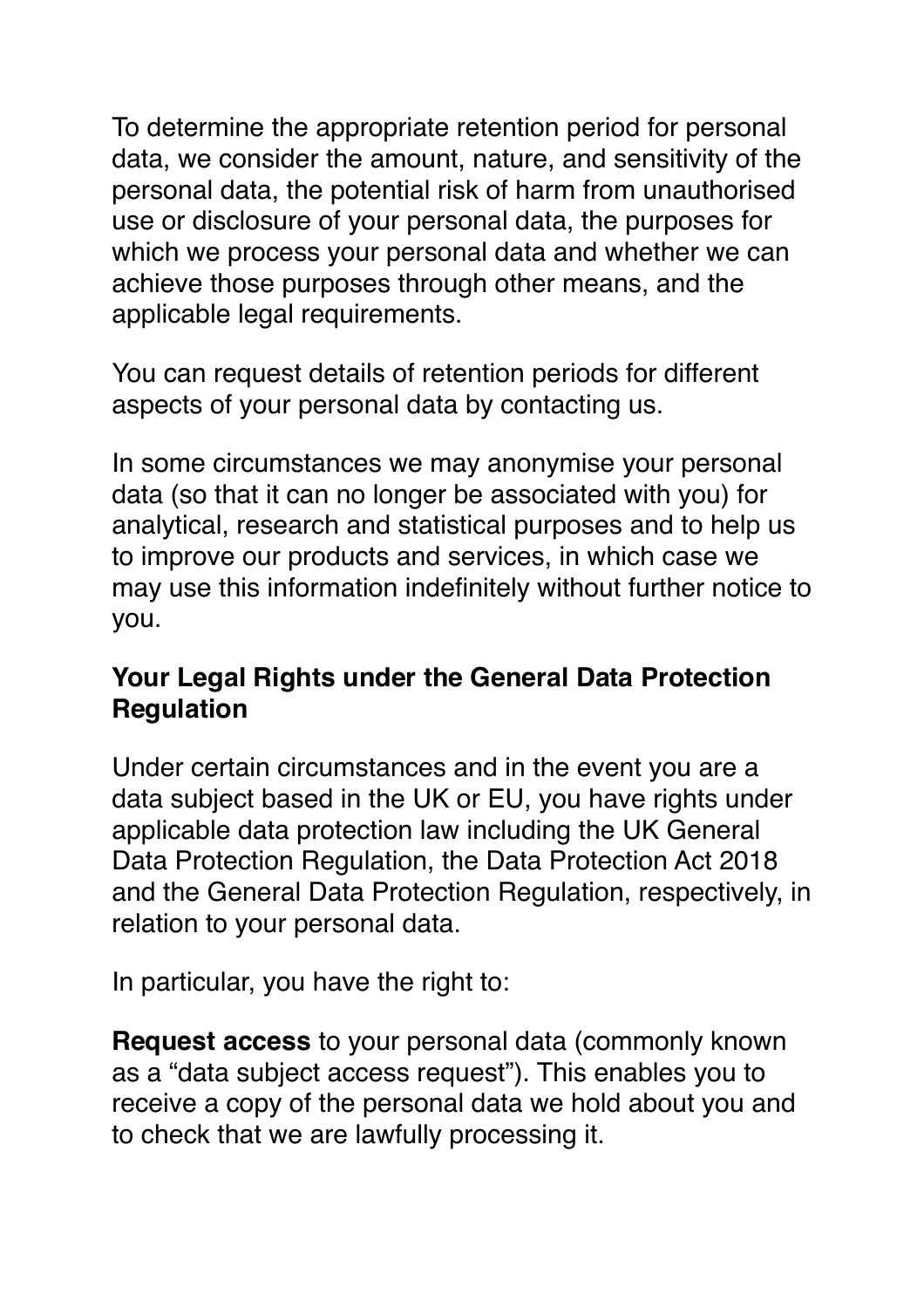To determine the appropriate retention period for personal data, we consider the amount, nature, and sensitivity of the personal data, the potential risk of harm from unauthorised use or disclosure of your personal data, the purposes for which we process your personal data and whether we can achieve those purposes through other means, and the applicable legal requirements.

You can request details of retention periods for different aspects of your personal data by contacting us.

In some circumstances we may anonymise your personal data (so that it can no longer be associated with you) for analytical, research and statistical purposes and to help us to improve our products and services, in which case we may use this information indefinitely without further notice to you.

**Your Legal Rights under the General Data Protection Regulation**

Under certain circumstances and in the event you are a data subject based in the UK or EU, you have rights under applicable data protection law including the UK General Data Protection Regulation, the Data Protection Act 2018 and the General Data Protection Regulation, respectively, in relation to your personal data.

In particular, you have the right to:

**Request access** to your personal data (commonly known as a "data subject access request"). This enables you to receive a copy of the personal data we hold about you and to check that we are lawfully processing it.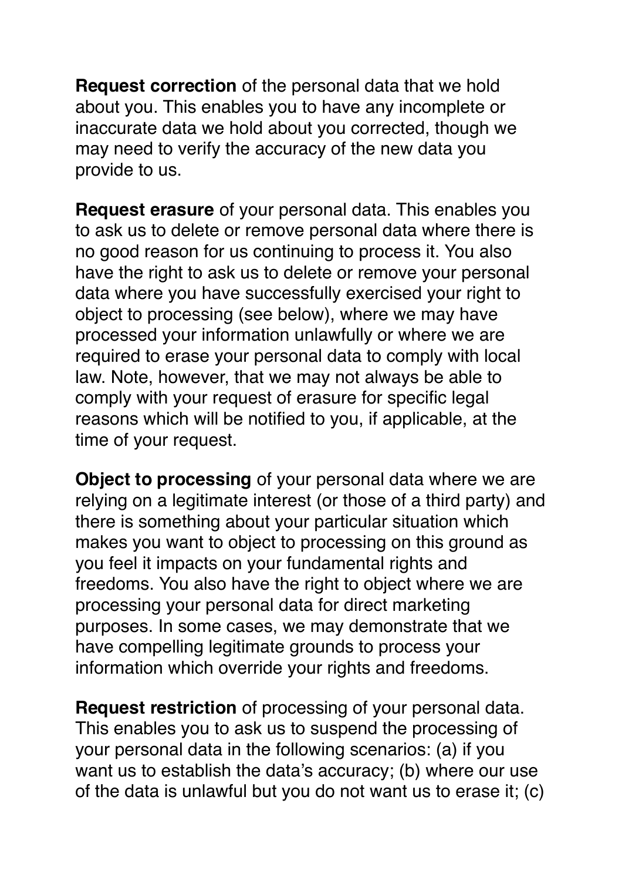**Request correction** of the personal data that we hold about you. This enables you to have any incomplete or inaccurate data we hold about you corrected, though we may need to verify the accuracy of the new data you provide to us.

**Request erasure** of your personal data. This enables you to ask us to delete or remove personal data where there is no good reason for us continuing to process it. You also have the right to ask us to delete or remove your personal data where you have successfully exercised your right to object to processing (see below), where we may have processed your information unlawfully or where we are required to erase your personal data to comply with local law. Note, however, that we may not always be able to comply with your request of erasure for specific legal reasons which will be notified to you, if applicable, at the time of your request.

**Object to processing** of your personal data where we are relying on a legitimate interest (or those of a third party) and there is something about your particular situation which makes you want to object to processing on this ground as you feel it impacts on your fundamental rights and freedoms. You also have the right to object where we are processing your personal data for direct marketing purposes. In some cases, we may demonstrate that we have compelling legitimate grounds to process your information which override your rights and freedoms.

**Request restriction** of processing of your personal data. This enables you to ask us to suspend the processing of your personal data in the following scenarios: (a) if you want us to establish the data's accuracy; (b) where our use of the data is unlawful but you do not want us to erase it; (c)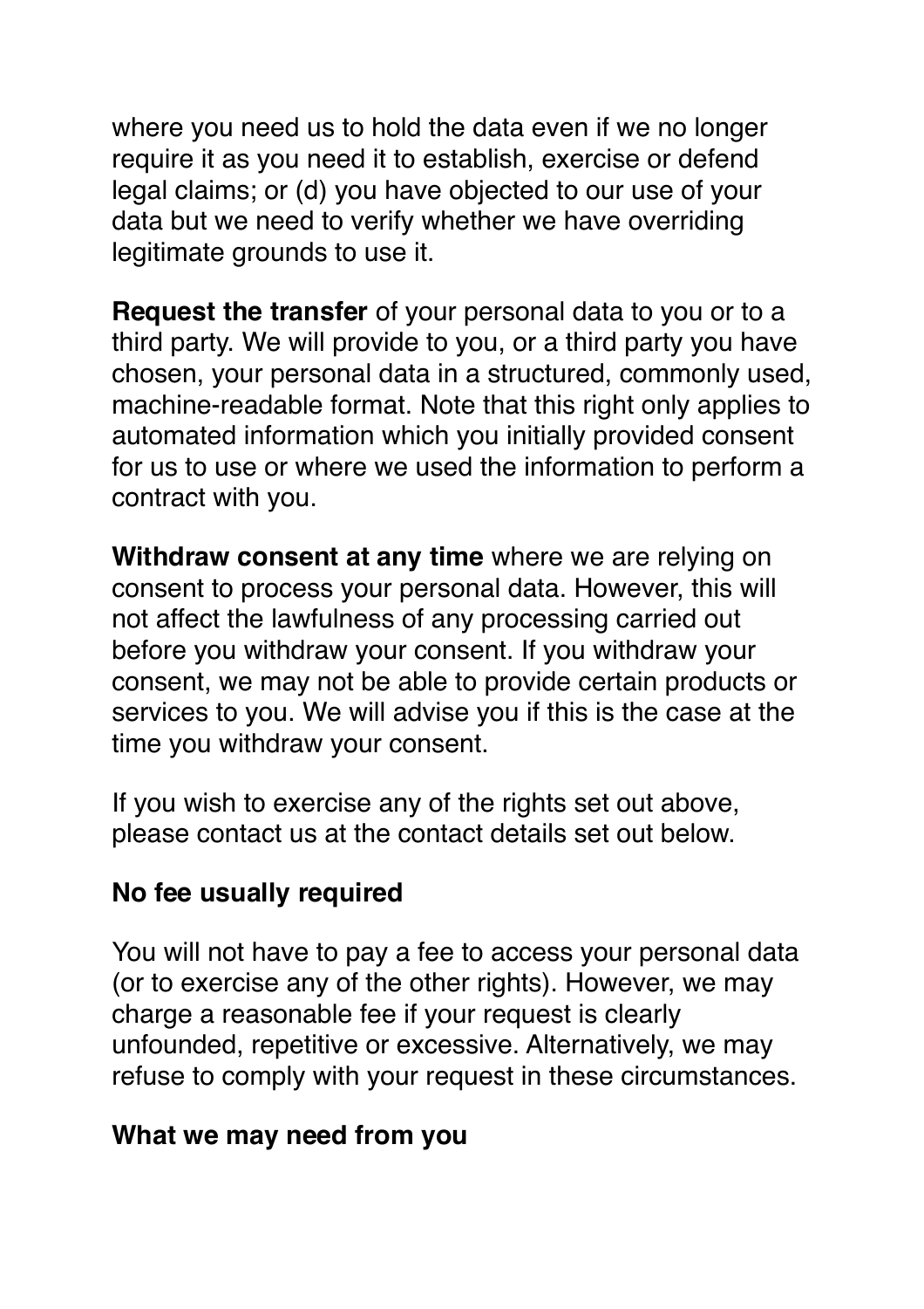where you need us to hold the data even if we no longer require it as you need it to establish, exercise or defend legal claims; or (d) you have objected to our use of your data but we need to verify whether we have overriding legitimate grounds to use it.

**Request the transfer** of your personal data to you or to a third party. We will provide to you, or a third party you have chosen, your personal data in a structured, commonly used, machine-readable format. Note that this right only applies to automated information which you initially provided consent for us to use or where we used the information to perform a contract with you.

**Withdraw consent at any time** where we are relying on consent to process your personal data. However, this will not affect the lawfulness of any processing carried out before you withdraw your consent. If you withdraw your consent, we may not be able to provide certain products or services to you. We will advise you if this is the case at the time you withdraw your consent.

If you wish to exercise any of the rights set out above, please contact us at the contact details set out below.

### No fee usually required

You will not have to pay a fee to access your personal data (or to exercise any of the other rights). However, we may charge a reasonable fee if your request is clearly unfounded, repetitive or excessive. Alternatively, we may refuse to comply with your request in these circumstances.

### What we may need from you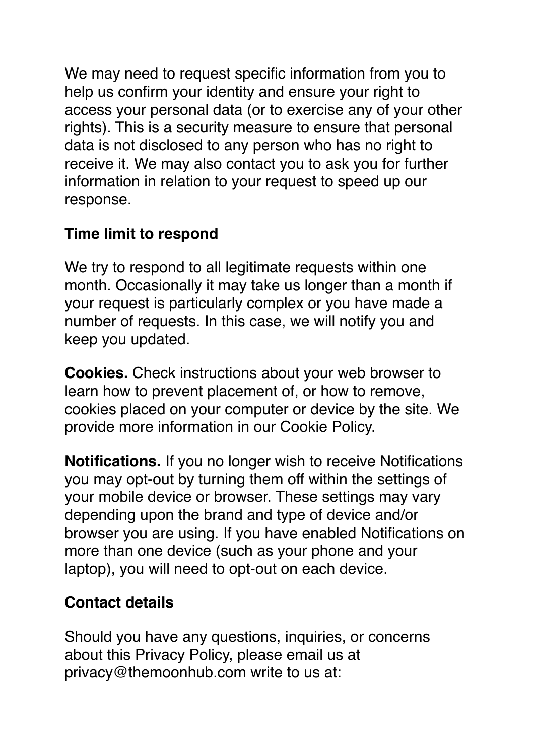We may need to request specific information from you to help us confirm your identity and ensure your right to access your personal data (or to exercise any of your other rights). This is a security measure to ensure that personal data is not disclosed to any person who has no right to receive it. We may also contact you to ask you for further information in relation to your request to speed up our response.

**Time limit to respond**

We try to respond to all legitimate requests within one month. Occasionally it may take us longer than a month if your request is particularly complex or you have made a number of requests. In this case, we will notify you and keep you updated.

**Cookies.** Check instructions about your web browser to learn how to prevent placement of, or how to remove, cookies placed on your computer or device by the site. We provide more information in our Cookie Policy.

**Notifications.** If you no longer wish to receive Notifications you may opt-out by turning them off within the settings of your mobile device or browser. These settings may vary depending upon the brand and type of device and/or browser you are using. If you have enabled Notifications on more than one device (such as your phone and your laptop), you will need to opt-out on each device.

**Contact details**

Should you have any questions, inquiries, or concerns about this Privacy Policy, please email us at privacy@themoonhub.com write to us at: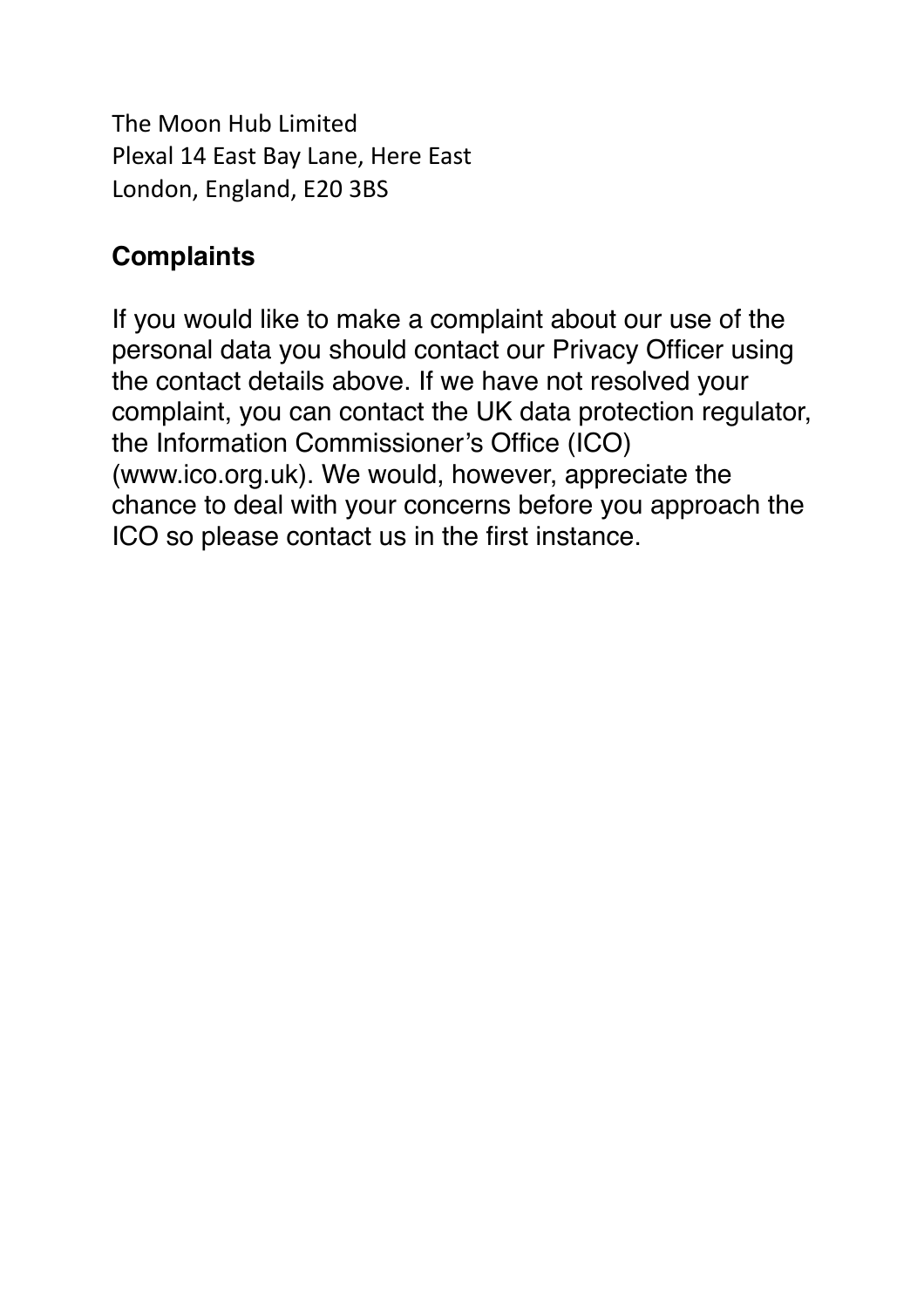The Moon Hub Limited
Plexal 14 East Bay Lane, Here East
London, England, E20 3BS

## Complaints

If you would like to make a complaint about our use of the personal data you should contact our Privacy Officer using the contact details above. If we have not resolved your complaint, you can contact the UK data protection regulator, the Information Commissioner's Office (ICO) (www.ico.org.uk). We would, however, appreciate the chance to deal with your concerns before you approach the ICO so please contact us in the first instance.